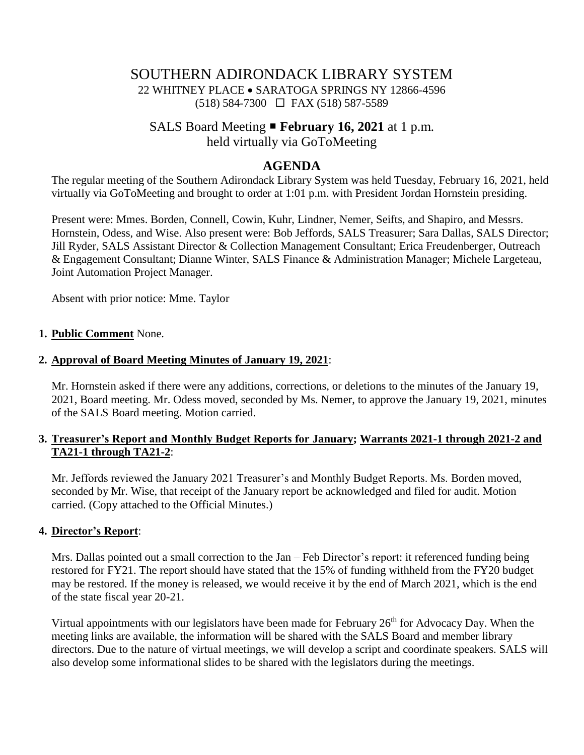# SOUTHERN ADIRONDACK LIBRARY SYSTEM

22 WHITNEY PLACE • SARATOGA SPRINGS NY 12866-4596
(518) 584-7300 ☐ FAX (518) 587-5589

## SALS Board Meeting ▪ **February 16, 2021** at 1 p.m.
## held virtually via GoToMeeting

## AGENDA

The regular meeting of the Southern Adirondack Library System was held Tuesday, February 16, 2021, held virtually via GoToMeeting and brought to order at 1:01 p.m. with President Jordan Hornstein presiding.

Present were: Mmes. Borden, Connell, Cowin, Kuhr, Lindner, Nemer, Seifts, and Shapiro, and Messrs. Hornstein, Odess, and Wise. Also present were: Bob Jeffords, SALS Treasurer; Sara Dallas, SALS Director; Jill Ryder, SALS Assistant Director & Collection Management Consultant; Erica Freudenberger, Outreach & Engagement Consultant; Dianne Winter, SALS Finance & Administration Manager; Michele Largeteau, Joint Automation Project Manager.

Absent with prior notice: Mme. Taylor

1. **Public Comment** None.

2. **Approval of Board Meeting Minutes of January 19, 2021**:

   Mr. Hornstein asked if there were any additions, corrections, or deletions to the minutes of the January 19, 2021, Board meeting. Mr. Odess moved, seconded by Ms. Nemer, to approve the January 19, 2021, minutes of the SALS Board meeting. Motion carried.

3. **Treasurer's Report and Monthly Budget Reports for January; Warrants 2021-1 through 2021-2 and TA21-1 through TA21-2**:

   Mr. Jeffords reviewed the January 2021 Treasurer's and Monthly Budget Reports. Ms. Borden moved, seconded by Mr. Wise, that receipt of the January report be acknowledged and filed for audit. Motion carried. (Copy attached to the Official Minutes.)

4. **Director's Report**:

   Mrs. Dallas pointed out a small correction to the Jan – Feb Director's report: it referenced funding being restored for FY21. The report should have stated that the 15% of funding withheld from the FY20 budget may be restored. If the money is released, we would receive it by the end of March 2021, which is the end of the state fiscal year 20-21.

   Virtual appointments with our legislators have been made for February 26th for Advocacy Day. When the meeting links are available, the information will be shared with the SALS Board and member library directors. Due to the nature of virtual meetings, we will develop a script and coordinate speakers. SALS will also develop some informational slides to be shared with the legislators during the meetings.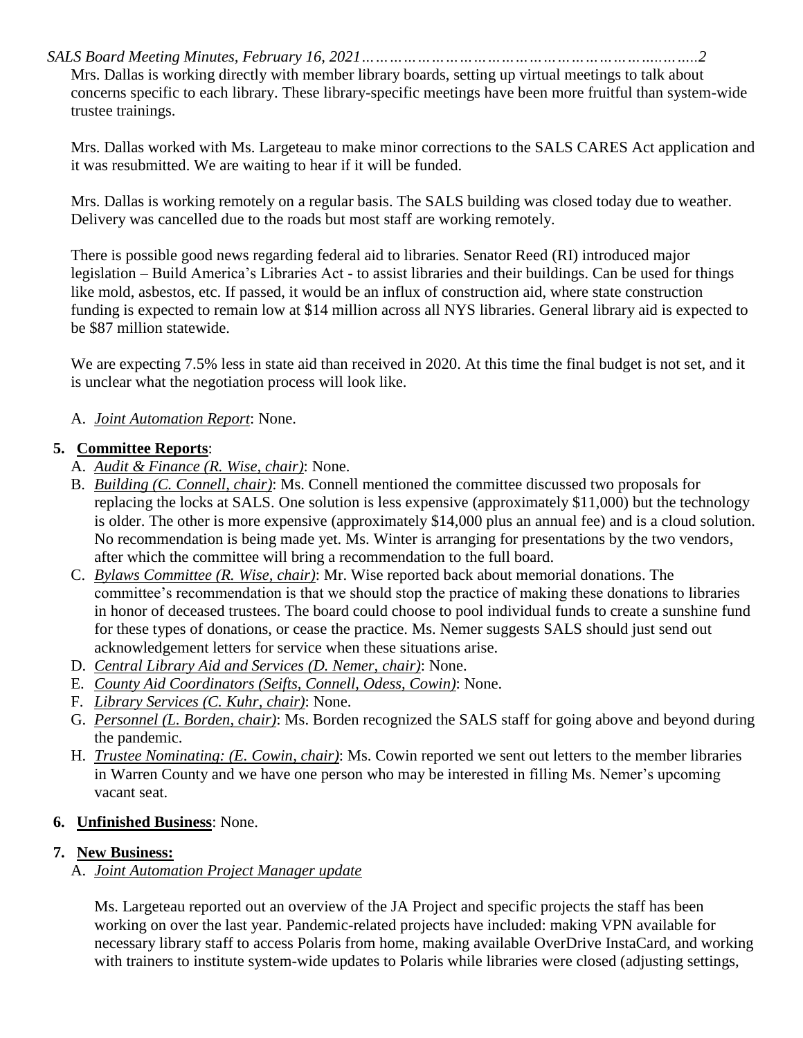Mrs. Dallas is working directly with member library boards, setting up virtual meetings to talk about concerns specific to each library. These library-specific meetings have been more fruitful than system-wide trustee trainings.

Mrs. Dallas worked with Ms. Largeteau to make minor corrections to the SALS CARES Act application and it was resubmitted. We are waiting to hear if it will be funded.

Mrs. Dallas is working remotely on a regular basis. The SALS building was closed today due to weather. Delivery was cancelled due to the roads but most staff are working remotely.

There is possible good news regarding federal aid to libraries. Senator Reed (RI) introduced major legislation – Build America's Libraries Act - to assist libraries and their buildings. Can be used for things like mold, asbestos, etc. If passed, it would be an influx of construction aid, where state construction funding is expected to remain low at $14 million across all NYS libraries. General library aid is expected to be $87 million statewide.

We are expecting 7.5% less in state aid than received in 2020. At this time the final budget is not set, and it is unclear what the negotiation process will look like.

A. *Joint Automation Report*: None.

**5. Committee Reports**:

A. *Audit & Finance (R. Wise, chair)*: None.

B. *Building (C. Connell, chair)*: Ms. Connell mentioned the committee discussed two proposals for replacing the locks at SALS. One solution is less expensive (approximately $11,000) but the technology is older. The other is more expensive (approximately $14,000 plus an annual fee) and is a cloud solution. No recommendation is being made yet. Ms. Winter is arranging for presentations by the two vendors, after which the committee will bring a recommendation to the full board.

C. *Bylaws Committee (R. Wise, chair)*: Mr. Wise reported back about memorial donations. The committee's recommendation is that we should stop the practice of making these donations to libraries in honor of deceased trustees. The board could choose to pool individual funds to create a sunshine fund for these types of donations, or cease the practice. Ms. Nemer suggests SALS should just send out acknowledgement letters for service when these situations arise.

D. *Central Library Aid and Services (D. Nemer, chair)*: None.

E. *County Aid Coordinators (Seifts, Connell, Odess, Cowin)*: None.

F. *Library Services (C. Kuhr, chair)*: None.

G. *Personnel (L. Borden, chair)*: Ms. Borden recognized the SALS staff for going above and beyond during the pandemic.

H. *Trustee Nominating: (E. Cowin, chair)*: Ms. Cowin reported we sent out letters to the member libraries in Warren County and we have one person who may be interested in filling Ms. Nemer's upcoming vacant seat.

**6. Unfinished Business**: None.

**7. New Business:**

A. *Joint Automation Project Manager update*

Ms. Largeteau reported out an overview of the JA Project and specific projects the staff has been working on over the last year. Pandemic-related projects have included: making VPN available for necessary library staff to access Polaris from home, making available OverDrive InstaCard, and working with trainers to institute system-wide updates to Polaris while libraries were closed (adjusting settings,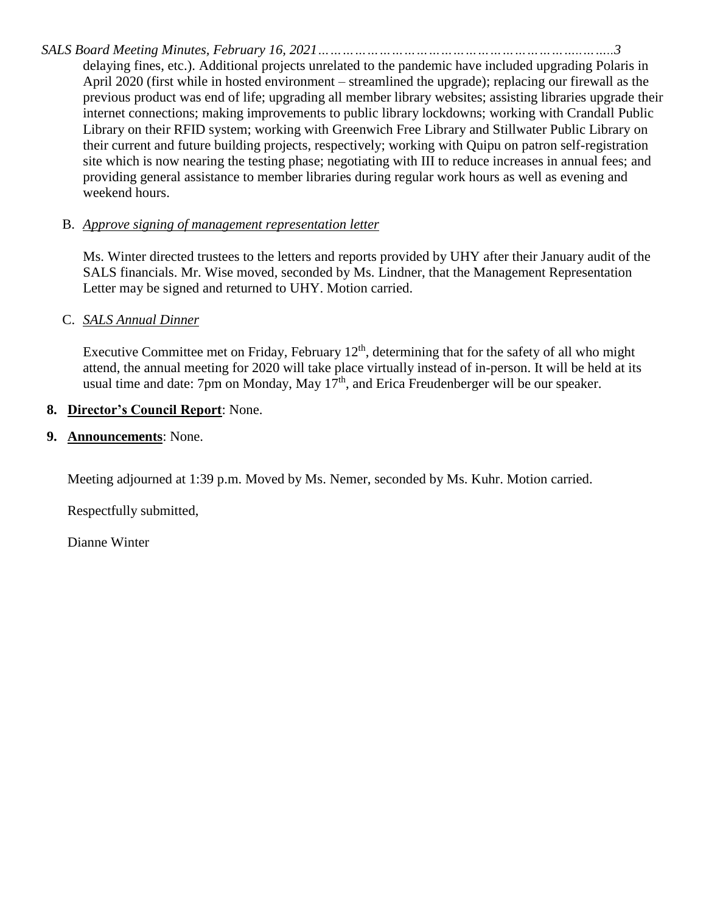delaying fines, etc.). Additional projects unrelated to the pandemic have included upgrading Polaris in April 2020 (first while in hosted environment – streamlined the upgrade); replacing our firewall as the previous product was end of life; upgrading all member library websites; assisting libraries upgrade their internet connections; making improvements to public library lockdowns; working with Crandall Public Library on their RFID system; working with Greenwich Free Library and Stillwater Public Library on their current and future building projects, respectively; working with Quipu on patron self-registration site which is now nearing the testing phase; negotiating with III to reduce increases in annual fees; and providing general assistance to member libraries during regular work hours as well as evening and weekend hours.

B. *Approve signing of management representation letter*

Ms. Winter directed trustees to the letters and reports provided by UHY after their January audit of the SALS financials. Mr. Wise moved, seconded by Ms. Lindner, that the Management Representation Letter may be signed and returned to UHY. Motion carried.

C. *SALS Annual Dinner*

Executive Committee met on Friday, February 12th, determining that for the safety of all who might attend, the annual meeting for 2020 will take place virtually instead of in-person. It will be held at its usual time and date: 7pm on Monday, May 17th, and Erica Freudenberger will be our speaker.

**8. Director's Council Report**: None.

**9. Announcements**: None.

Meeting adjourned at 1:39 p.m. Moved by Ms. Nemer, seconded by Ms. Kuhr. Motion carried.

Respectfully submitted,

Dianne Winter